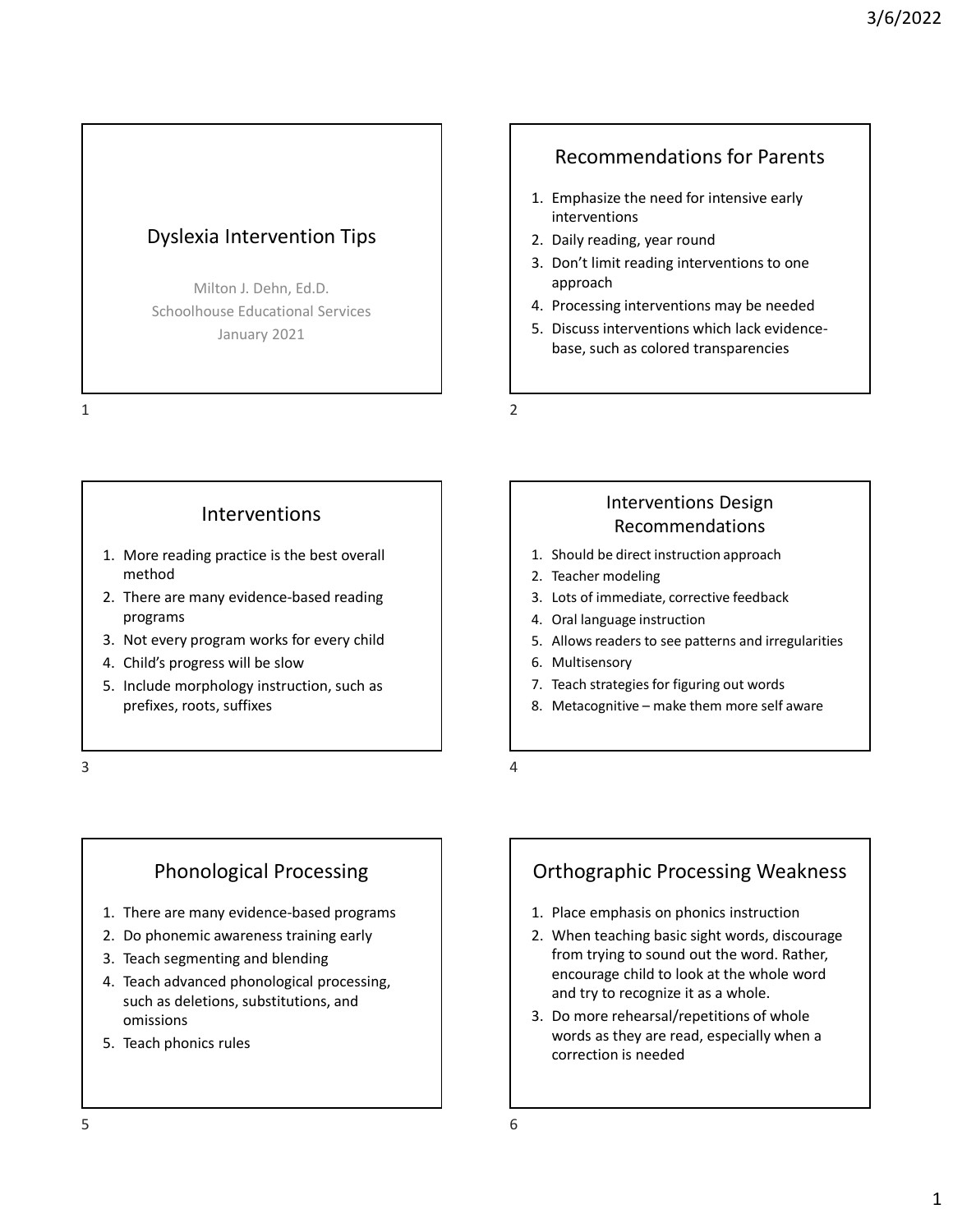# Dyslexia Intervention Tips

Milton J. Dehn, Ed.D.
Schoolhouse Educational Services
January 2021

## Recommendations for Parents

1. Emphasize the need for intensive early interventions
2. Daily reading, year round
3. Don't limit reading interventions to one approach
4. Processing interventions may be needed
5. Discuss interventions which lack evidence-base, such as colored transparencies

## Interventions

1. More reading practice is the best overall method
2. There are many evidence-based reading programs
3. Not every program works for every child
4. Child's progress will be slow
5. Include morphology instruction, such as prefixes, roots, suffixes

## Interventions Design Recommendations

1. Should be direct instruction approach
2. Teacher modeling
3. Lots of immediate, corrective feedback
4. Oral language instruction
5. Allows readers to see patterns and irregularities
6. Multisensory
7. Teach strategies for figuring out words
8. Metacognitive – make them more self aware

## Phonological Processing

1. There are many evidence-based programs
2. Do phonemic awareness training early
3. Teach segmenting and blending
4. Teach advanced phonological processing, such as deletions, substitutions, and omissions
5. Teach phonics rules

## Orthographic Processing Weakness

1. Place emphasis on phonics instruction
2. When teaching basic sight words, discourage from trying to sound out the word. Rather, encourage child to look at the whole word and try to recognize it as a whole.
3. Do more rehearsal/repetitions of whole words as they are read, especially when a correction is needed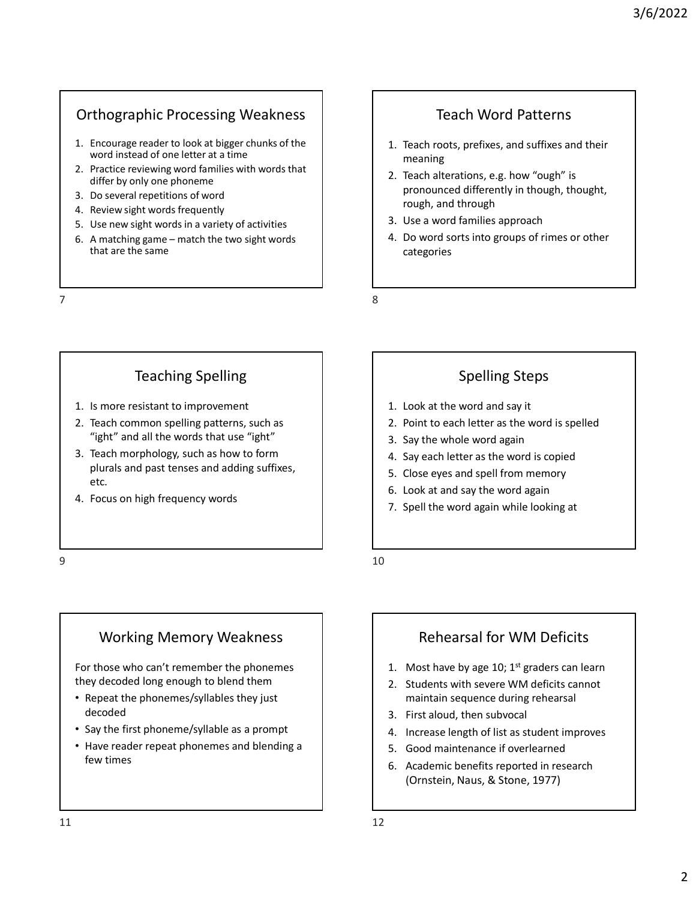## Orthographic Processing Weakness

1. Encourage reader to look at bigger chunks of the word instead of one letter at a time
2. Practice reviewing word families with words that differ by only one phoneme
3. Do several repetitions of word
4. Review sight words frequently
5. Use new sight words in a variety of activities
6. A matching game – match the two sight words that are the same

## Teach Word Patterns

1. Teach roots, prefixes, and suffixes and their meaning
2. Teach alterations, e.g. how "ough" is pronounced differently in though, thought, rough, and through
3. Use a word families approach
4. Do word sorts into groups of rimes or other categories

## Teaching Spelling

1. Is more resistant to improvement
2. Teach common spelling patterns, such as "ight" and all the words that use "ight"
3. Teach morphology, such as how to form plurals and past tenses and adding suffixes, etc.
4. Focus on high frequency words

## Spelling Steps

1. Look at the word and say it
2. Point to each letter as the word is spelled
3. Say the whole word again
4. Say each letter as the word is copied
5. Close eyes and spell from memory
6. Look at and say the word again
7. Spell the word again while looking at

## Working Memory Weakness

For those who can't remember the phonemes they decoded long enough to blend them

- Repeat the phonemes/syllables they just decoded
- Say the first phoneme/syllable as a prompt
- Have reader repeat phonemes and blending a few times

## Rehearsal for WM Deficits

1. Most have by age 10; 1st graders can learn
2. Students with severe WM deficits cannot maintain sequence during rehearsal
3. First aloud, then subvocal
4. Increase length of list as student improves
5. Good maintenance if overlearned
6. Academic benefits reported in research (Ornstein, Naus, & Stone, 1977)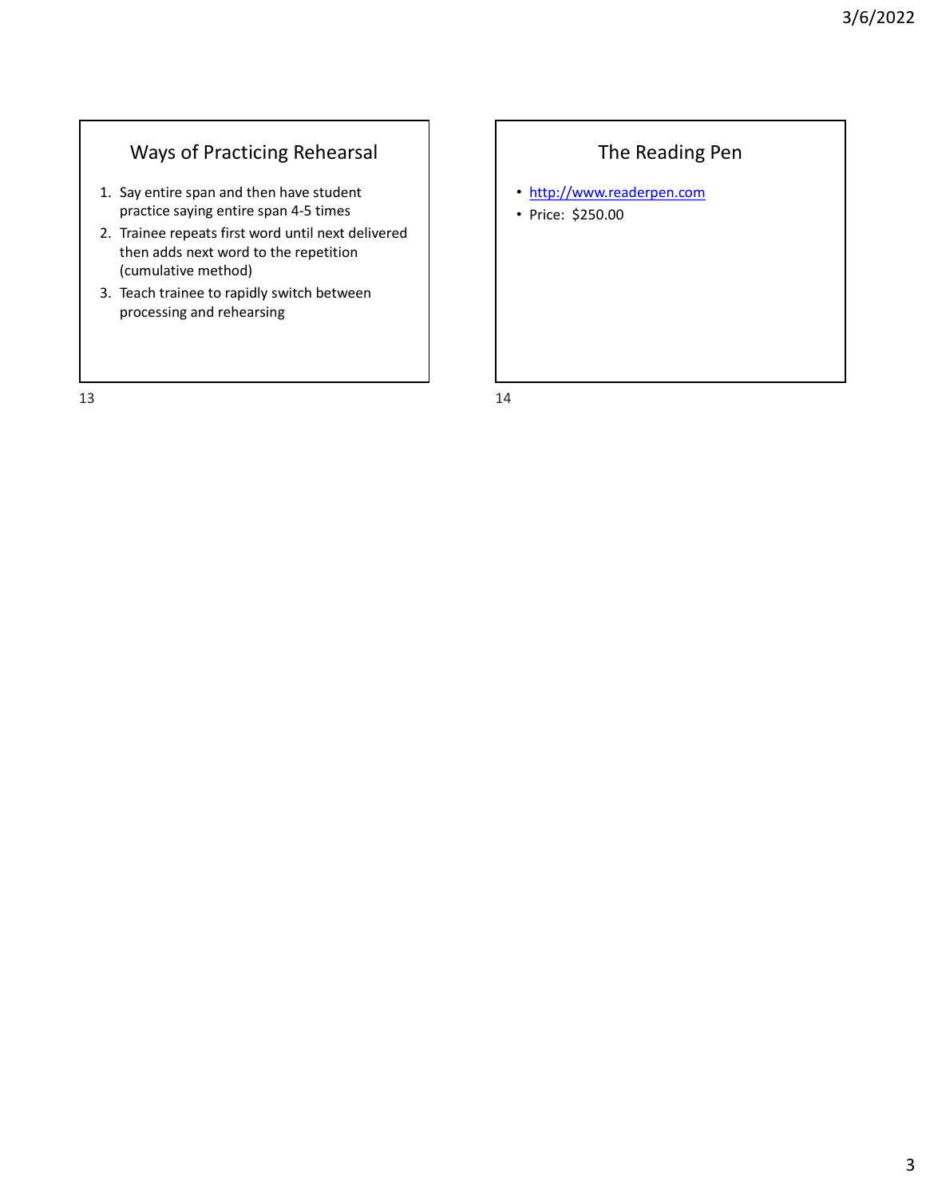## Ways of Practicing Rehearsal

1. Say entire span and then have student practice saying entire span 4-5 times
2. Trainee repeats first word until next delivered then adds next word to the repetition (cumulative method)
3. Teach trainee to rapidly switch between processing and rehearsing

## The Reading Pen

- http://www.readerpen.com
- Price: $250.00